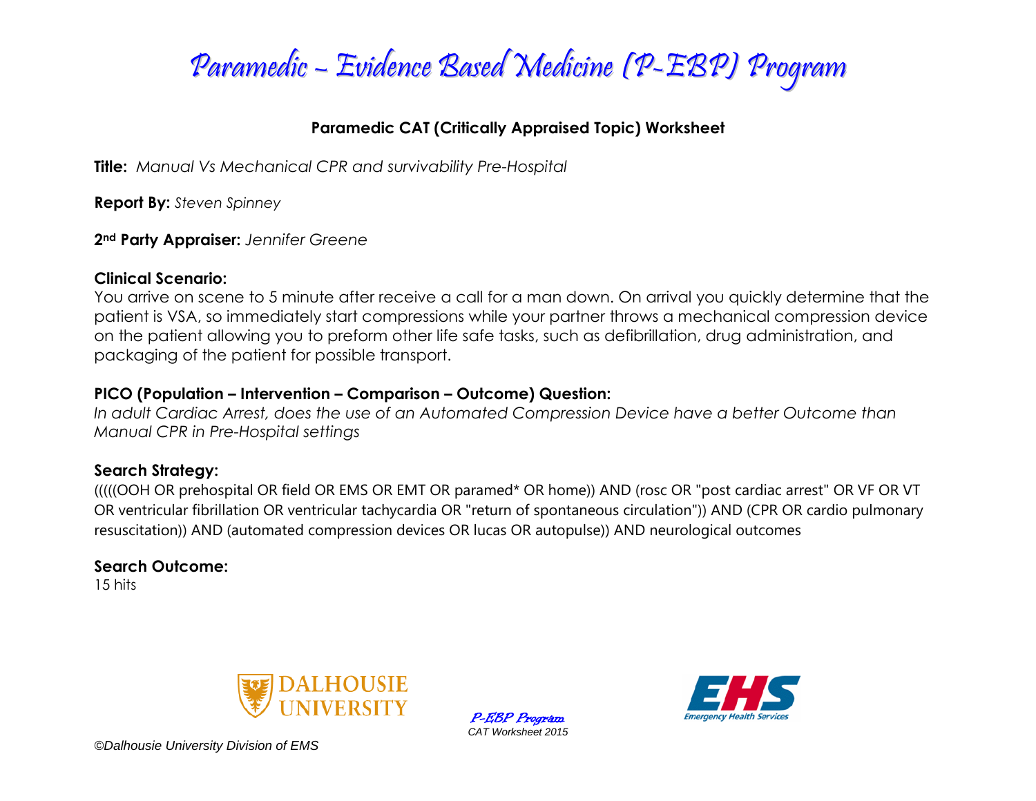# Paramedic – Evidence Based Medicine (P-EBP) Program

## Paramedic CAT (Critically Appraised Topic) Worksheet

**Title:** *Manual Vs Mechanical CPR and survivability Pre-Hospital*

**Report By:** *Steven Spinney*

**2nd Party Appraiser:** *Jennifer Greene*

### Clinical Scenario:

You arrive on scene to 5 minute after receive a call for a man down. On arrival you quickly determine that the patient is VSA, so immediately start compressions while your partner throws a mechanical compression device on the patient allowing you to preform other life safe tasks, such as defibrillation, drug administration, and packaging of the patient for possible transport.

### PICO (Population – Intervention – Comparison – Outcome) Question:

*In adult Cardiac Arrest, does the use of an Automated Compression Device have a better Outcome than Manual CPR in Pre-Hospital settings*

### Search Strategy:

(((((OOH OR prehospital OR field OR EMS OR EMT OR paramed* OR home)) AND (rosc OR "post cardiac arrest" OR VF OR VT OR ventricular fibrillation OR ventricular tachycardia OR "return of spontaneous circulation")) AND (CPR OR cardio pulmonary resuscitation)) AND (automated compression devices OR lucas OR autopulse)) AND neurological outcomes

### Search Outcome:

15 hits

©Dalhousie University Division of EMS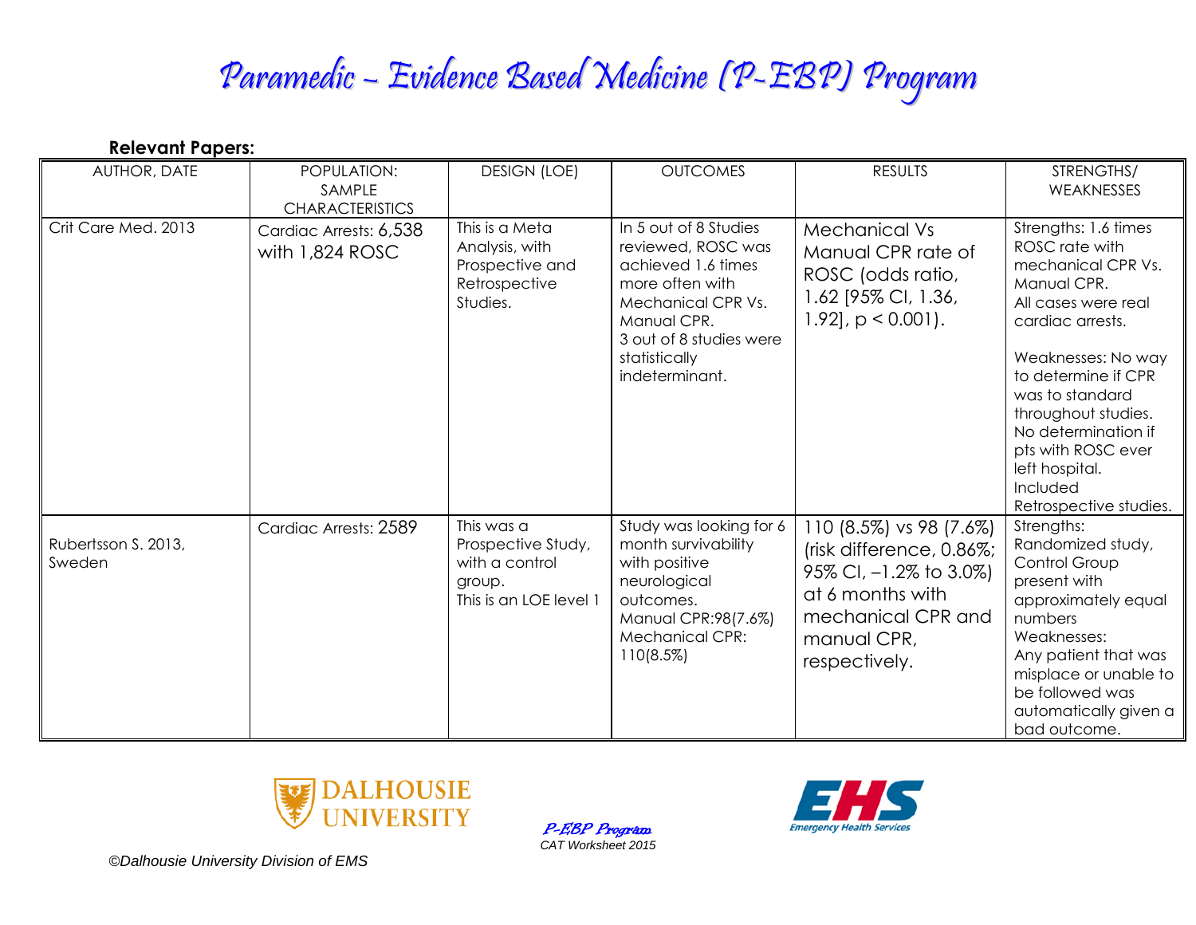# Paramedic – Evidence Based Medicine (P-EBP) Program

**Relevant Papers:**

| AUTHOR, DATE | POPULATION: SAMPLE CHARACTERISTICS | DESIGN (LOE) | OUTCOMES | RESULTS | STRENGTHS/ WEAKNESSES |
|---|---|---|---|---|---|
| Crit Care Med. 2013 | Cardiac Arrests: 6,538 with 1,824 ROSC | This is a Meta Analysis, with Prospective and Retrospective Studies. | In 5 out of 8 Studies reviewed, ROSC was achieved 1.6 times more often with Mechanical CPR Vs. Manual CPR. 3 out of 8 studies were statistically indeterminant. | Mechanical Vs Manual CPR rate of ROSC (odds ratio, 1.62 [95% CI, 1.36, 1.92], $p < 0.001$). | Strengths: 1.6 times ROSC rate with mechanical CPR Vs. Manual CPR. All cases were real cardiac arrests. Weaknesses: No way to determine if CPR was to standard throughout studies. No determination if pts with ROSC ever left hospital. Included Retrospective studies. |
| Rubertsson S. 2013, Sweden | Cardiac Arrests: 2589 | This was a Prospective Study, with a control group. This is an LOE level 1 | Study was looking for 6 month survivability with positive neurological outcomes. Manual CPR:98(7.6%) Mechanical CPR: 110(8.5%) | 110 (8.5%) vs 98 (7.6%) (risk difference, 0.86%; 95% CI, −1.2% to 3.0%) at 6 months with mechanical CPR and manual CPR, respectively. | Strengths: Randomized study, Control Group present with approximately equal numbers Weaknesses: Any patient that was misplace or unable to be followed was automatically given a bad outcome. |

P-EBP Program
CAT Worksheet 2015

©Dalhousie University Division of EMS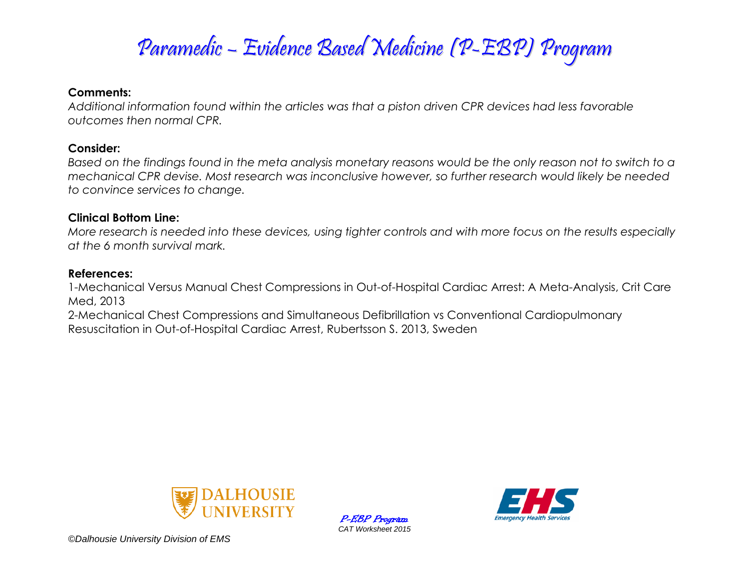**Comments:**

*Additional information found within the articles was that a piston driven CPR devices had less favorable outcomes then normal CPR.*

**Consider:**

*Based on the findings found in the meta analysis monetary reasons would be the only reason not to switch to a mechanical CPR devise. Most research was inconclusive however, so further research would likely be needed to convince services to change.*

**Clinical Bottom Line:**

*More research is needed into these devices, using tighter controls and with more focus on the results especially at the 6 month survival mark.*

**References:**

1-Mechanical Versus Manual Chest Compressions in Out-of-Hospital Cardiac Arrest: A Meta-Analysis, Crit Care Med, 2013

2-Mechanical Chest Compressions and Simultaneous Defibrillation vs Conventional Cardiopulmonary Resuscitation in Out-of-Hospital Cardiac Arrest, Rubertsson S. 2013, Sweden